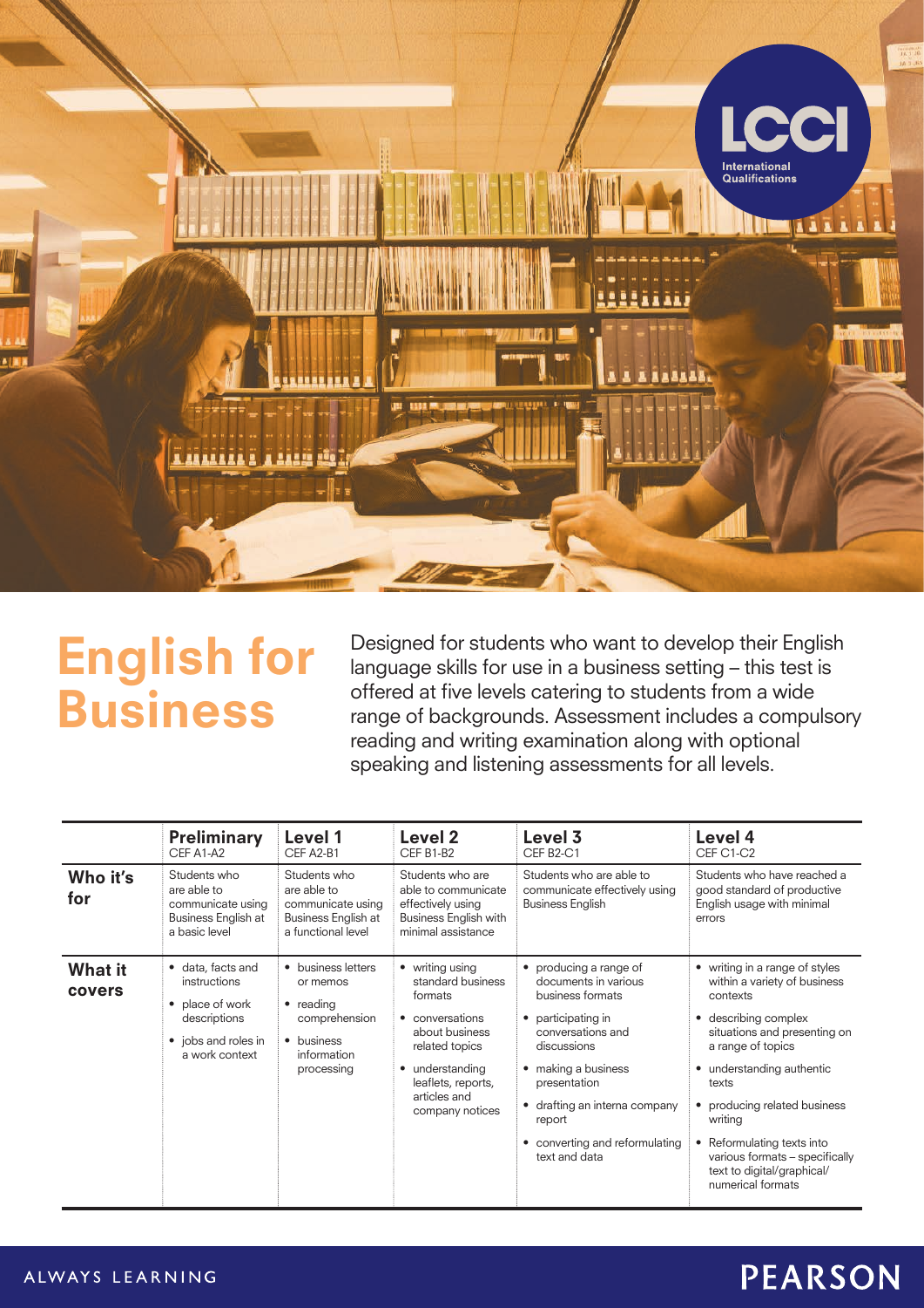# English for Business

Designed for students who want to develop their English language skills for use in a business setting – this test is offered at five levels catering to students from a wide range of backgrounds. Assessment includes a compulsory reading and writing examination along with optional speaking and listening assessments for all levels.

| | **Preliminary** CEF A1-A2 | **Level 1** CEF A2-B1 | **Level 2** CEF B1-B2 | **Level 3** CEF B2-C1 | **Level 4** CEF C1-C2 |
|---|---|---|---|---|---|
| **Who it's for** | Students who are able to communicate using Business English at a basic level | Students who are able to communicate using Business English at a functional level | Students who are able to communicate effectively using Business English with minimal assistance | Students who are able to communicate effectively using Business English | Students who have reached a good standard of productive English usage with minimal errors |
| **What it covers** | • data, facts and instructions<br>• place of work descriptions<br>• jobs and roles in a work context | • business letters or memos<br>• reading comprehension<br>• business information processing | • writing using standard business formats<br>• conversations about business related topics<br>• understanding leaflets, reports, articles and company notices | • producing a range of documents in various business formats<br>• participating in conversations and discussions<br>• making a business presentation<br>• drafting an interna company report<br>• converting and reformulating text and data | • writing in a range of styles within a variety of business contexts<br>• describing complex situations and presenting on a range of topics<br>• understanding authentic texts<br>• producing related business writing<br>• Reformulating texts into various formats – specifically text to digital/graphical/numerical formats |

ALWAYS LEARNING

PEARSON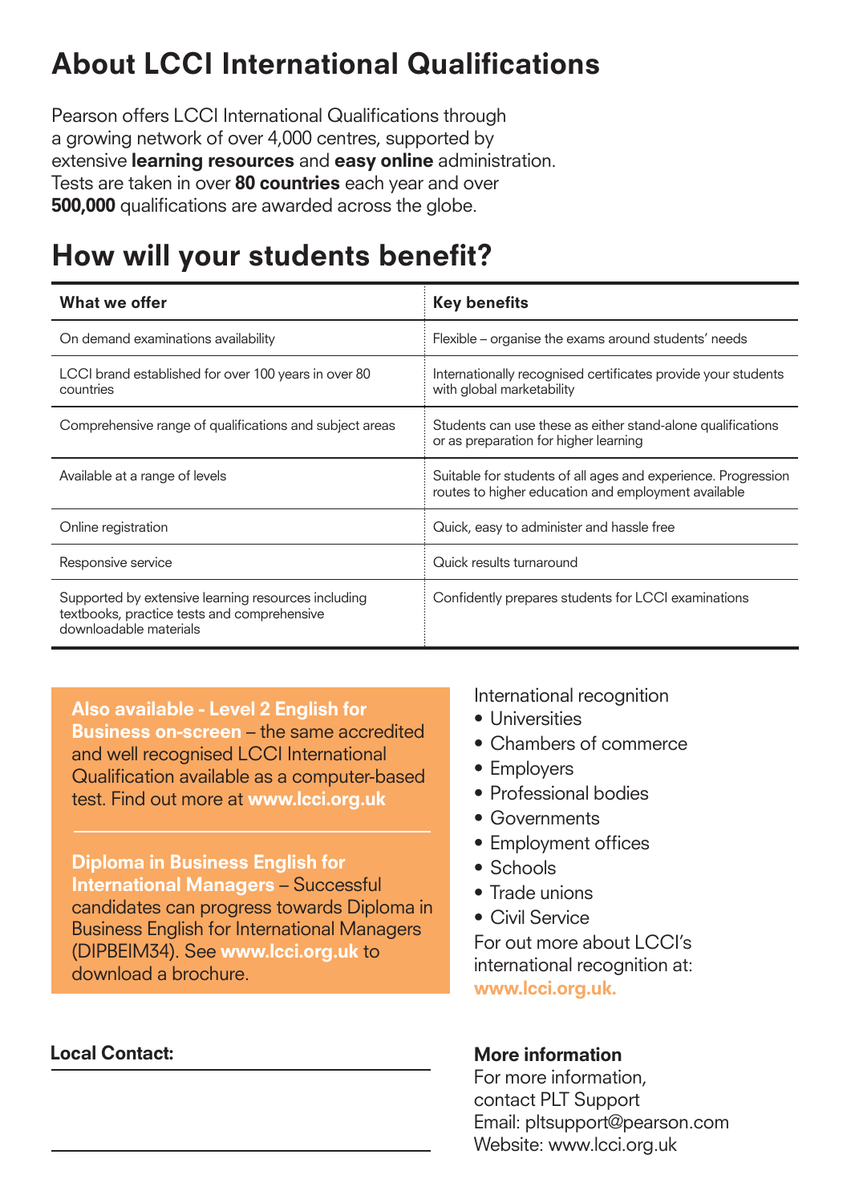# About LCCI International Qualifications

Pearson offers LCCI International Qualifications through a growing network of over 4,000 centres, supported by extensive **learning resources** and **easy online** administration. Tests are taken in over **80 countries** each year and over **500,000** qualifications are awarded across the globe.

# How will your students benefit?

| What we offer | Key benefits |
|---|---|
| On demand examinations availability | Flexible – organise the exams around students' needs |
| LCCI brand established for over 100 years in over 80 countries | Internationally recognised certificates provide your students with global marketability |
| Comprehensive range of qualifications and subject areas | Students can use these as either stand-alone qualifications or as preparation for higher learning |
| Available at a range of levels | Suitable for students of all ages and experience. Progression routes to higher education and employment available |
| Online registration | Quick, easy to administer and hassle free |
| Responsive service | Quick results turnaround |
| Supported by extensive learning resources including textbooks, practice tests and comprehensive downloadable materials | Confidently prepares students for LCCI examinations |

**Also available - Level 2 English for Business on-screen** – the same accredited and well recognised LCCI International Qualification available as a computer-based test. Find out more at **www.lcci.org.uk**

**Diploma in Business English for International Managers** – Successful candidates can progress towards Diploma in Business English for International Managers (DIPBEIM34). See **www.lcci.org.uk** to download a brochure.

International recognition

- Universities
- Chambers of commerce
- Employers
- Professional bodies
- Governments
- Employment offices
- Schools
- Trade unions
- Civil Service

For out more about LCCI's international recognition at: **www.lcci.org.uk.**

**Local Contact:**

**More information**

For more information, contact PLT Support
Email: pltsupport@pearson.com
Website: www.lcci.org.uk